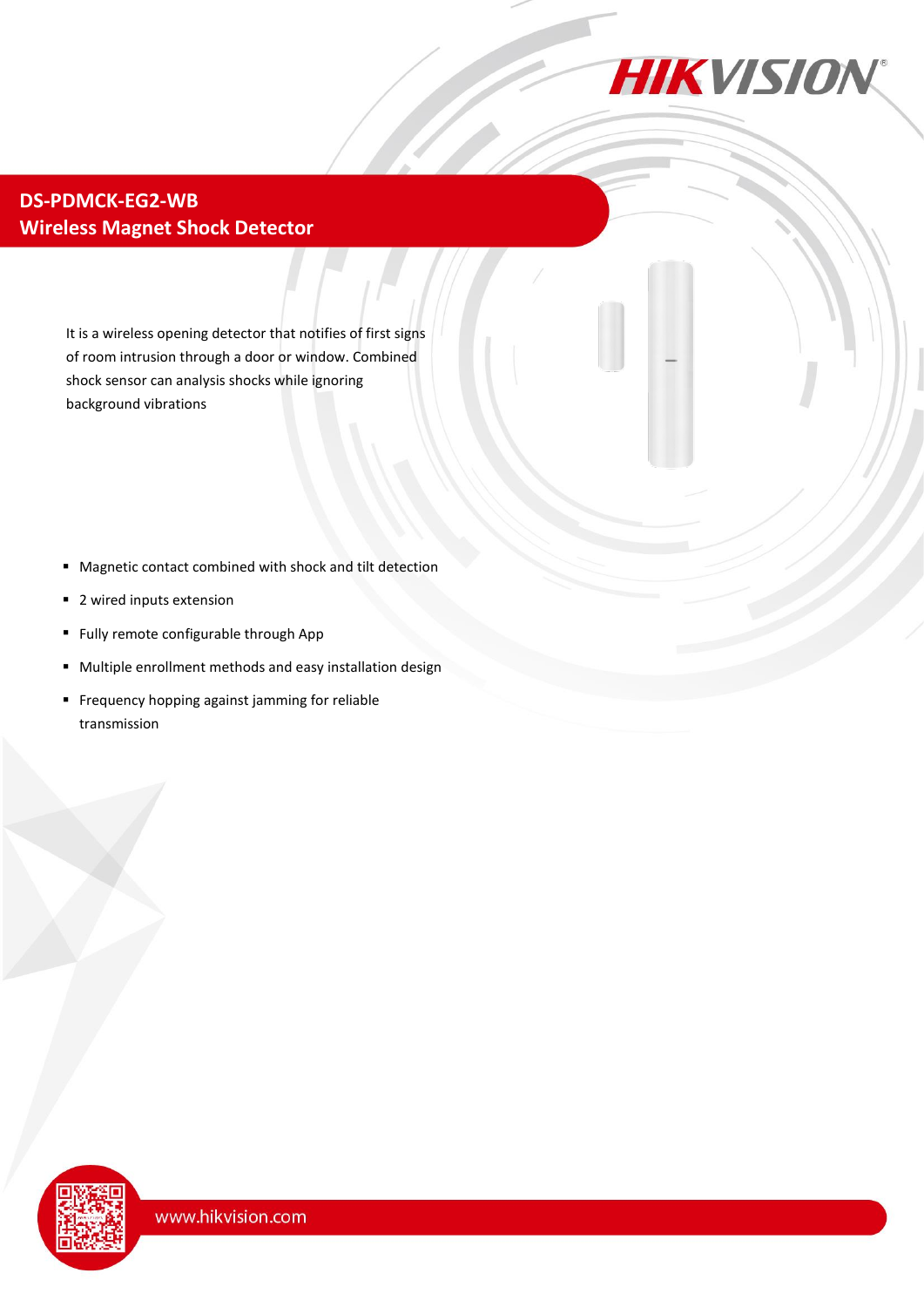# DS-PDMCK-EG2-WB
## Wireless Magnet Shock Detector

It is a wireless opening detector that notifies of first signs of room intrusion through a door or window. Combined shock sensor can analysis shocks while ignoring background vibrations

- Magnetic contact combined with shock and tilt detection
- 2 wired inputs extension
- Fully remote configurable through App
- Multiple enrollment methods and easy installation design
- Frequency hopping against jamming for reliable transmission

www.hikvision.com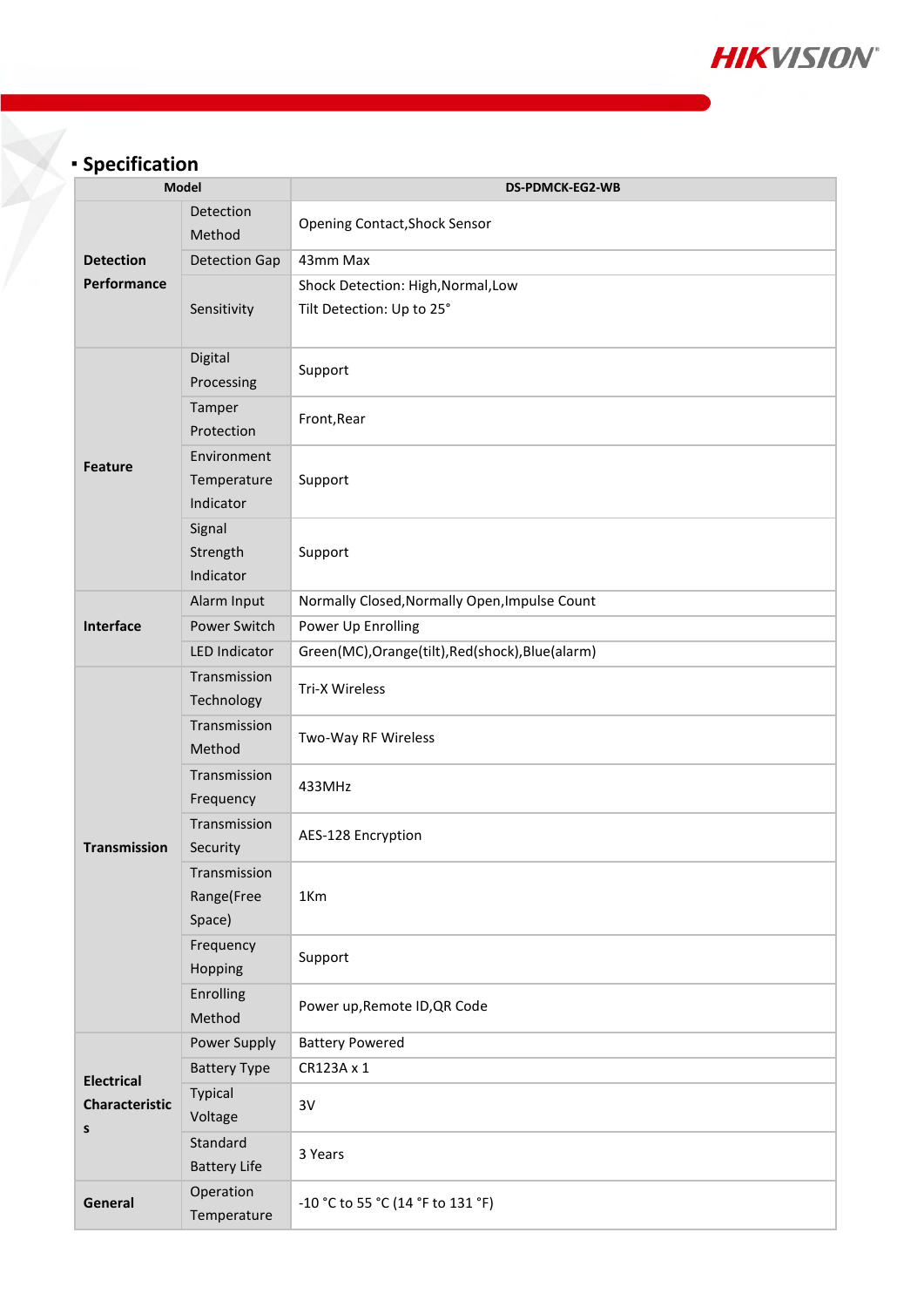## ▪ Specification

| Model | | DS-PDMCK-EG2-WB |
|---|---|---|
| Detection Performance | Detection Method | Opening Contact,Shock Sensor |
| | Detection Gap | 43mm Max |
| | Sensitivity | Shock Detection: High,Normal,Low<br>Tilt Detection: Up to 25° |
| Feature | Digital Processing | Support |
| | Tamper Protection | Front,Rear |
| | Environment Temperature Indicator | Support |
| | Signal Strength Indicator | Support |
| Interface | Alarm Input | Normally Closed,Normally Open,Impulse Count |
| | Power Switch | Power Up Enrolling |
| | LED Indicator | Green(MC),Orange(tilt),Red(shock),Blue(alarm) |
| Transmission | Transmission Technology | Tri-X Wireless |
| | Transmission Method | Two-Way RF Wireless |
| | Transmission Frequency | 433MHz |
| | Transmission Security | AES-128 Encryption |
| | Transmission Range(Free Space) | 1Km |
| | Frequency Hopping | Support |
| | Enrolling Method | Power up,Remote ID,QR Code |
| Electrical Characteristics | Power Supply | Battery Powered |
| | Battery Type | CR123A x 1 |
| | Typical Voltage | 3V |
| | Standard Battery Life | 3 Years |
| General | Operation Temperature | -10 °C to 55 °C (14 °F to 131 °F) |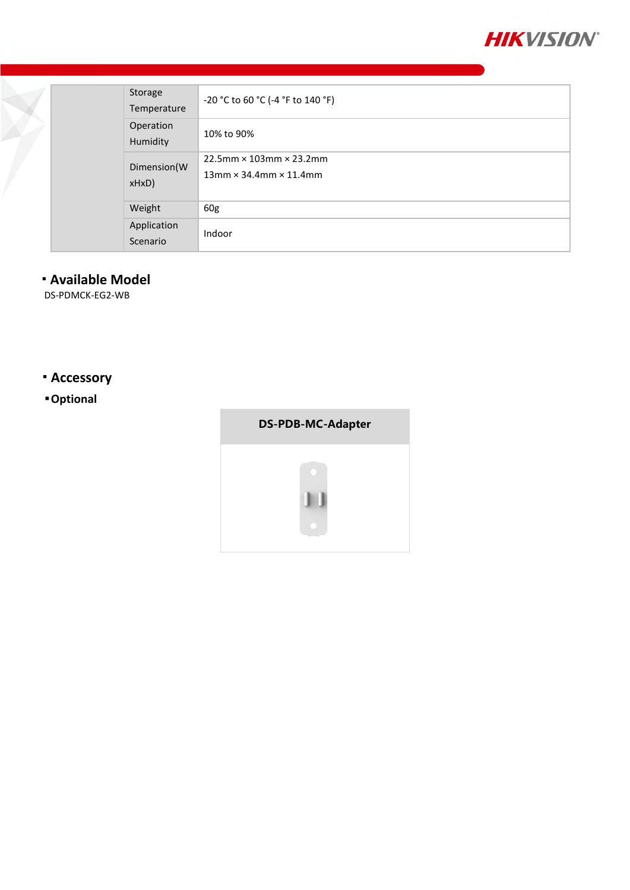| | | |
|---|---|---|
| | Storage Temperature | -20 °C to 60 °C (-4 °F to 140 °F) |
| | Operation Humidity | 10% to 90% |
| | Dimension(WxHxD) | 22.5mm × 103mm × 23.2mm<br>13mm × 34.4mm × 11.4mm |
| | Weight | 60g |
| | Application Scenario | Indoor |

## ▪ Available Model

DS-PDMCK-EG2-WB

## ▪ Accessory

### ▪ Optional

| DS-PDB-MC-Adapter |
|---|
| |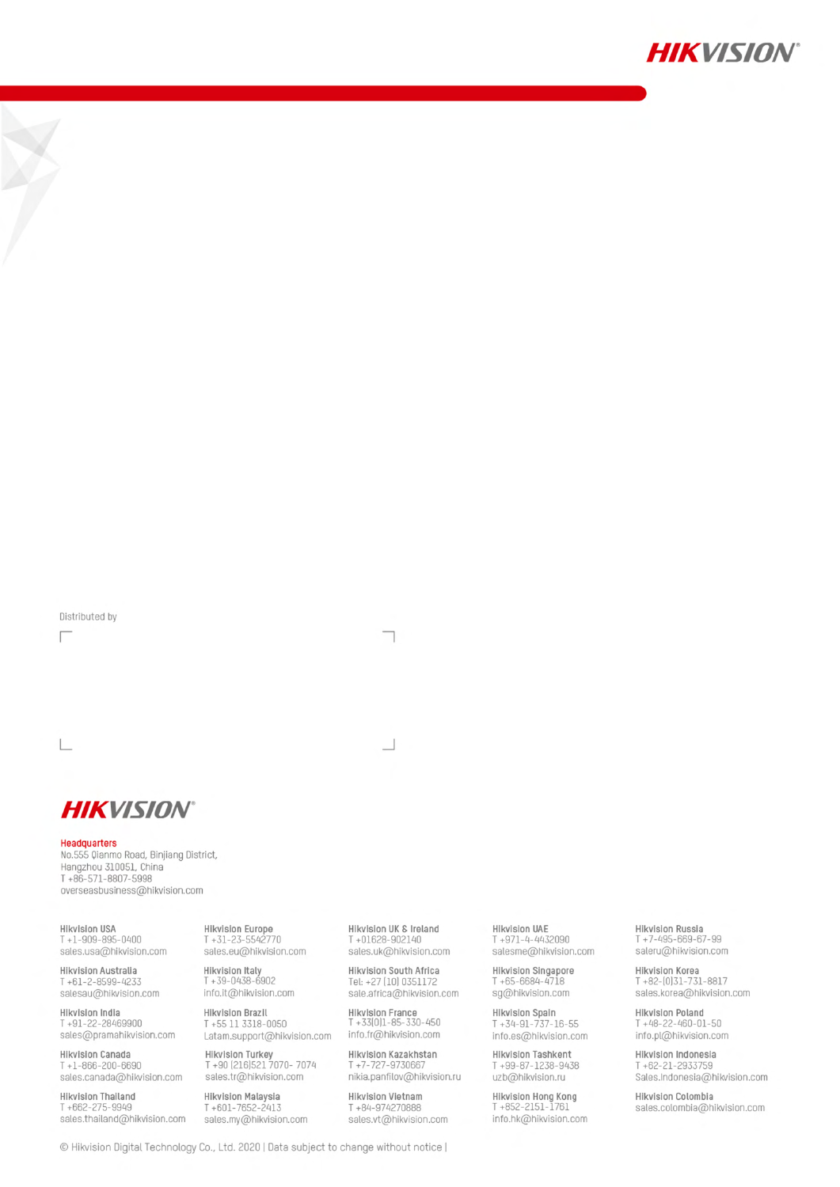Distributed by

HIKVISION

**Headquarters**
No.555 Qianmo Road, Binjiang District,
Hangzhou 310051, China
T +86-571-8807-5998
overseasbusiness@hikvision.com

**Hikvision USA**
T +1-909-895-0400
sales.usa@hikvision.com

**Hikvision Australia**
T +61-2-8599-4233
salesau@hikvision.com

**Hikvision India**
T +91-22-28469900
sales@pramahikvision.com

**Hikvision Canada**
T +1-866-200-6690
sales.canada@hikvision.com

**Hikvision Thailand**
T +662-275-9949
sales.thailand@hikvision.com

**Hikvision Europe**
T +31-23-5542770
sales.eu@hikvision.com

**Hikvision Italy**
T +39-0438-6902
info.it@hikvision.com

**Hikvision Brazil**
T +55 11 3318-0050
Latam.support@hikvision.com

**Hikvision Turkey**
T +90 (216)521 7070- 7074
sales.tr@hikvision.com

**Hikvision Malaysia**
T +601-7652-2413
sales.my@hikvision.com

**Hikvision UK & Ireland**
T +01628-902140
sales.uk@hikvision.com

**Hikvision South Africa**
Tel: +27 (10) 0351172
sale.africa@hikvision.com

**Hikvision France**
T +33(0)1-85-330-450
info.fr@hikvision.com

**Hikvision Kazakhstan**
T +7-727-9730667
nikia.panfilov@hikvision.ru

**Hikvision Vietnam**
T +84-974270888
sales.vt@hikvision.com

**Hikvision UAE**
T +971-4-4432090
salesme@hikvision.com

**Hikvision Singapore**
T +65-6684-4718
sg@hikvision.com

**Hikvision Spain**
T +34-91-737-16-55
info.es@hikvision.com

**Hikvision Tashkent**
T +99-87-1238-9438
uzb@hikvision.ru

**Hikvision Hong Kong**
T +852-2151-1761
info.hk@hikvision.com

**Hikvision Russia**
T +7-495-669-67-99
saleru@hikvision.com

**Hikvision Korea**
T +82-(0)31-731-8817
sales.korea@hikvision.com

**Hikvision Poland**
T +48-22-460-01-50
info.pl@hikvision.com

**Hikvision Indonesia**
T +62-21-2933759
Sales.Indonesia@hikvision.com

**Hikvision Colombia**
sales.colombia@hikvision.com

© Hikvision Digital Technology Co., Ltd. 2020 | Data subject to change without notice |